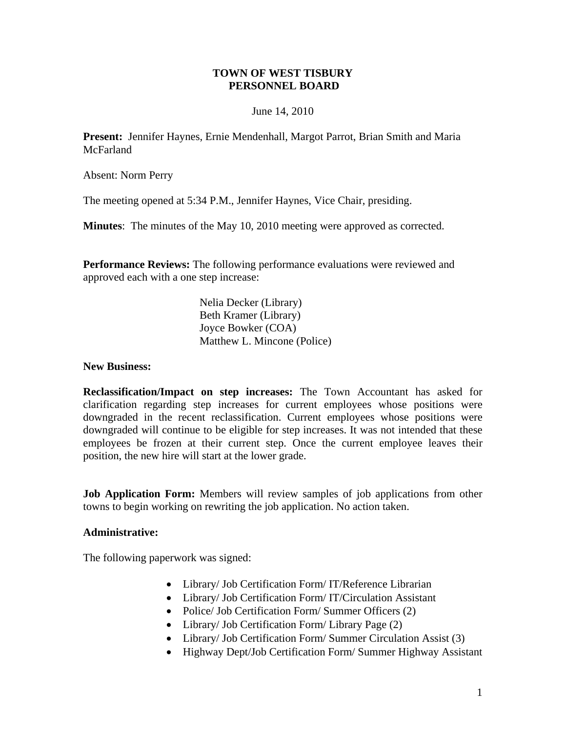# TOWN OF WEST TISBURY
## PERSONNEL BOARD

June 14, 2010

**Present:** Jennifer Haynes, Ernie Mendenhall, Margot Parrot, Brian Smith and Maria McFarland

Absent: Norm Perry

The meeting opened at 5:34 P.M., Jennifer Haynes, Vice Chair, presiding.

**Minutes**: The minutes of the May 10, 2010 meeting were approved as corrected.

**Performance Reviews:** The following performance evaluations were reviewed and approved each with a one step increase:

Nelia Decker (Library)
Beth Kramer (Library)
Joyce Bowker (COA)
Matthew L. Mincone (Police)

**New Business:**

**Reclassification/Impact on step increases:** The Town Accountant has asked for clarification regarding step increases for current employees whose positions were downgraded in the recent reclassification. Current employees whose positions were downgraded will continue to be eligible for step increases. It was not intended that these employees be frozen at their current step. Once the current employee leaves their position, the new hire will start at the lower grade.

**Job Application Form:** Members will review samples of job applications from other towns to begin working on rewriting the job application. No action taken.

**Administrative:**

The following paperwork was signed:

- Library/ Job Certification Form/ IT/Reference Librarian
- Library/ Job Certification Form/ IT/Circulation Assistant
- Police/ Job Certification Form/ Summer Officers (2)
- Library/ Job Certification Form/ Library Page (2)
- Library/ Job Certification Form/ Summer Circulation Assist (3)
- Highway Dept/Job Certification Form/ Summer Highway Assistant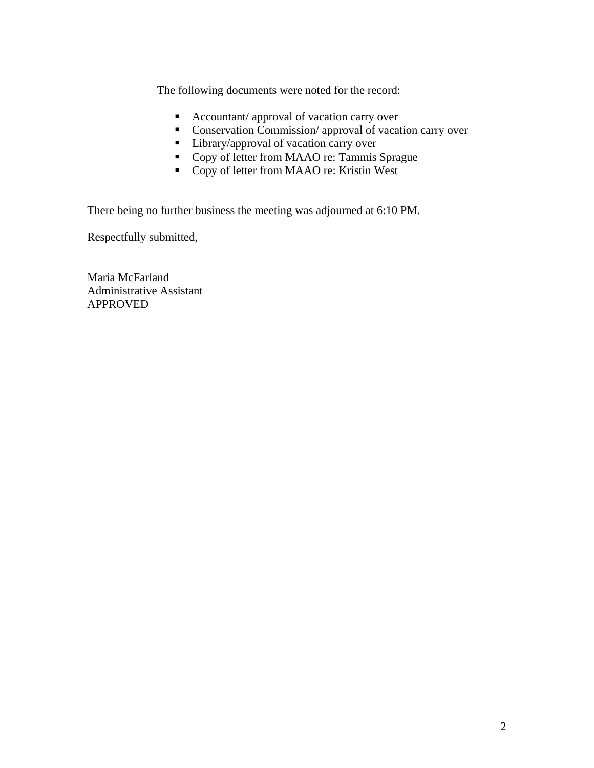The following documents were noted for the record:

- Accountant/ approval of vacation carry over
- Conservation Commission/ approval of vacation carry over
- Library/approval of vacation carry over
- Copy of letter from MAAO re: Tammis Sprague
- Copy of letter from MAAO re: Kristin West

There being no further business the meeting was adjourned at 6:10 PM.

Respectfully submitted,

Maria McFarland
Administrative Assistant
APPROVED